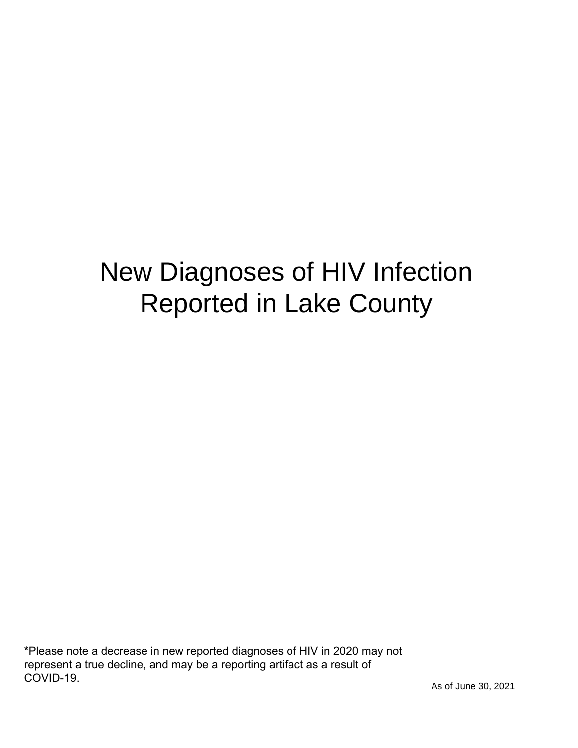# New Diagnoses of HIV Infection Reported in Lake County

**\***Please note a decrease in new reported diagnoses of HIV in 2020 may not represent a true decline, and may be a reporting artifact as a result of COVID-19.

As of June 30, 2021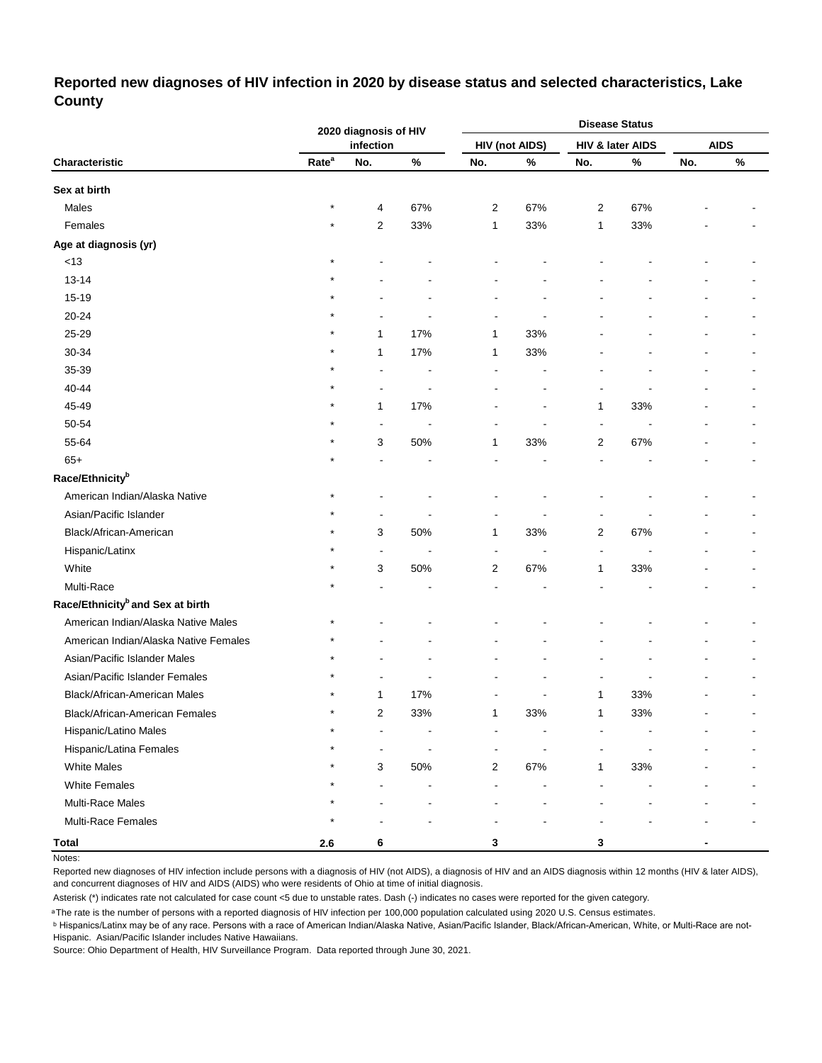## Reported new diagnoses of HIV infection in 2020 by disease status and selected characteristics, Lake County

| | 2020 diagnosis of HIV infection | | | Disease Status | | | | | |
|---|---|---|---|---|---|---|---|---|---|
| | | | | HIV (not AIDS) | | HIV & later AIDS | | AIDS | |
| Characteristic | Rate[a] | No. | % | No. | % | No. | % | No. | % |
| **Sex at birth** | | | | | | | | | |
| Males | * | 4 | 67% | 2 | 67% | 2 | 67% | - | - |
| Females | * | 2 | 33% | 1 | 33% | 1 | 33% | - | - |
| **Age at diagnosis (yr)** | | | | | | | | | |
| <13 | * | - | - | - | - | - | - | - | - |
| 13-14 | * | - | - | - | - | - | - | - | - |
| 15-19 | * | - | - | - | - | - | - | - | - |
| 20-24 | * | - | - | - | - | - | - | - | - |
| 25-29 | * | 1 | 17% | 1 | 33% | - | - | - | - |
| 30-34 | * | 1 | 17% | 1 | 33% | - | - | - | - |
| 35-39 | * | - | - | - | - | - | - | - | - |
| 40-44 | * | - | - | - | - | - | - | - | - |
| 45-49 | * | 1 | 17% | - | - | 1 | 33% | - | - |
| 50-54 | * | - | - | - | - | - | - | - | - |
| 55-64 | * | 3 | 50% | 1 | 33% | 2 | 67% | - | - |
| 65+ | * | - | - | - | - | - | - | - | - |
| **Race/Ethnicity[b]** | | | | | | | | | |
| American Indian/Alaska Native | * | - | - | - | - | - | - | - | - |
| Asian/Pacific Islander | * | - | - | - | - | - | - | - | - |
| Black/African-American | * | 3 | 50% | 1 | 33% | 2 | 67% | - | - |
| Hispanic/Latinx | * | - | - | - | - | - | - | - | - |
| White | * | 3 | 50% | 2 | 67% | 1 | 33% | - | - |
| Multi-Race | * | - | - | - | - | - | - | - | - |
| **Race/Ethnicity[b] and Sex at birth** | | | | | | | | | |
| American Indian/Alaska Native Males | * | - | - | - | - | - | - | - | - |
| American Indian/Alaska Native Females | * | - | - | - | - | - | - | - | - |
| Asian/Pacific Islander Males | * | - | - | - | - | - | - | - | - |
| Asian/Pacific Islander Females | * | - | - | - | - | - | - | - | - |
| Black/African-American Males | * | 1 | 17% | - | - | 1 | 33% | - | - |
| Black/African-American Females | * | 2 | 33% | 1 | 33% | 1 | 33% | - | - |
| Hispanic/Latino Males | * | - | - | - | - | - | - | - | - |
| Hispanic/Latina Females | * | - | - | - | - | - | - | - | - |
| White Males | * | 3 | 50% | 2 | 67% | 1 | 33% | - | - |
| White Females | * | - | - | - | - | - | - | - | - |
| Multi-Race Males | * | - | - | - | - | - | - | - | - |
| Multi-Race Females | * | - | - | - | - | - | - | - | - |
| **Total** | **2.6** | **6** | | **3** | | **3** | | **-** | |

Notes:

Reported new diagnoses of HIV infection include persons with a diagnosis of HIV (not AIDS), a diagnosis of HIV and an AIDS diagnosis within 12 months (HIV & later AIDS), and concurrent diagnoses of HIV and AIDS (AIDS) who were residents of Ohio at time of initial diagnosis.

Asterisk (*) indicates rate not calculated for case count <5 due to unstable rates. Dash (-) indicates no cases were reported for the given category.

[a] The rate is the number of persons with a reported diagnosis of HIV infection per 100,000 population calculated using 2020 U.S. Census estimates.

[b] Hispanics/Latinx may be of any race. Persons with a race of American Indian/Alaska Native, Asian/Pacific Islander, Black/African-American, White, or Multi-Race are not-Hispanic. Asian/Pacific Islander includes Native Hawaiians.

Source: Ohio Department of Health, HIV Surveillance Program. Data reported through June 30, 2021.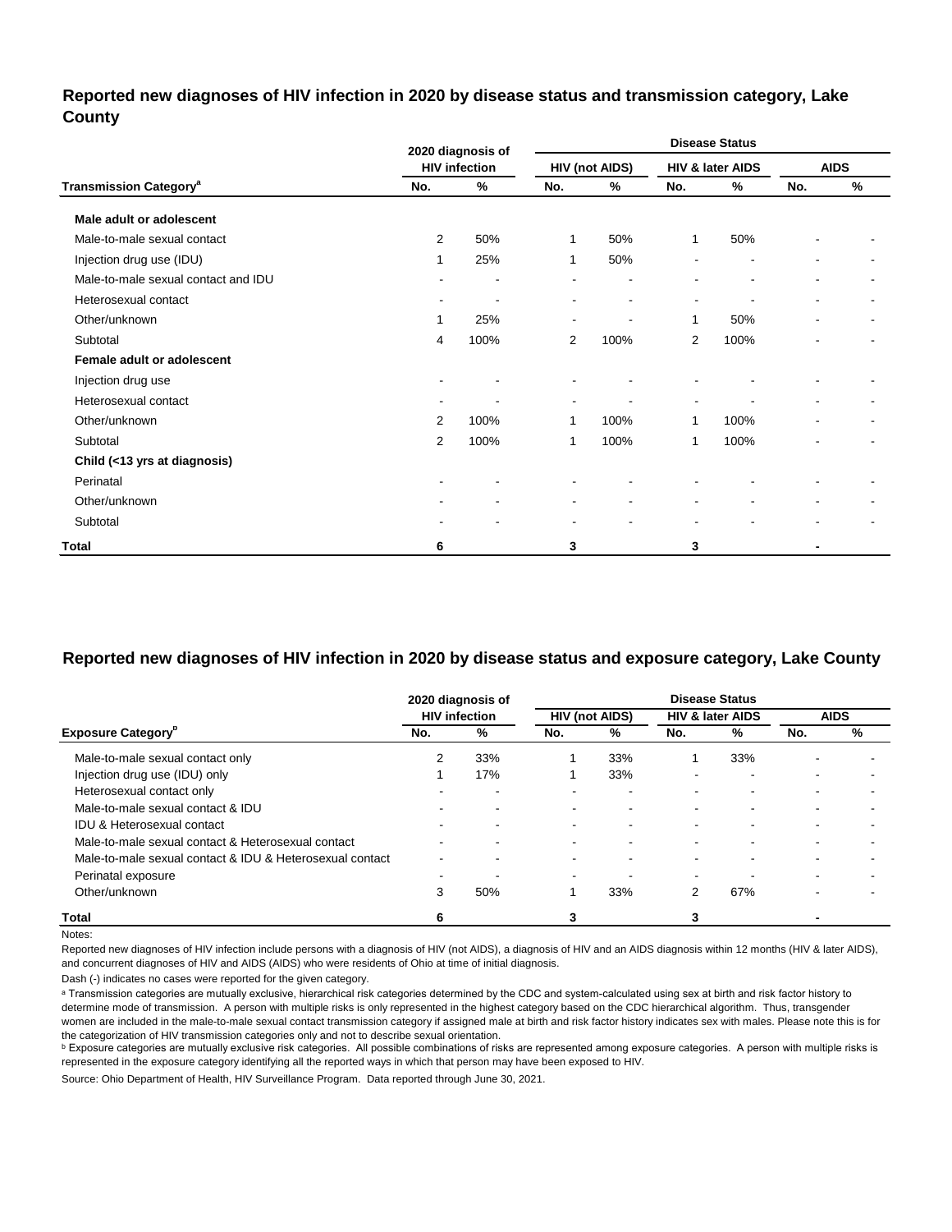## Reported new diagnoses of HIV infection in 2020 by disease status and transmission category, Lake County

| Transmission Category[a] | 2020 diagnosis of HIV infection | | Disease Status | | | | | |
|---|---|---|---|---|---|---|---|---|
| | | | HIV (not AIDS) | | HIV & later AIDS | | AIDS | |
| | No. | % | No. | % | No. | % | No. | % |
| **Male adult or adolescent** | | | | | | | | |
| Male-to-male sexual contact | 2 | 50% | 1 | 50% | 1 | 50% | - | - |
| Injection drug use (IDU) | 1 | 25% | 1 | 50% | - | - | - | - |
| Male-to-male sexual contact and IDU | - | - | - | - | - | - | - | - |
| Heterosexual contact | - | - | - | - | - | - | - | - |
| Other/unknown | 1 | 25% | - | - | 1 | 50% | - | - |
| Subtotal | 4 | 100% | 2 | 100% | 2 | 100% | - | - |
| **Female adult or adolescent** | | | | | | | | |
| Injection drug use | - | - | - | - | - | - | - | - |
| Heterosexual contact | - | - | - | - | - | - | - | - |
| Other/unknown | 2 | 100% | 1 | 100% | 1 | 100% | - | - |
| Subtotal | 2 | 100% | 1 | 100% | 1 | 100% | - | - |
| **Child (<13 yrs at diagnosis)** | | | | | | | | |
| Perinatal | - | - | - | - | - | - | - | - |
| Other/unknown | - | - | - | - | - | - | - | - |
| Subtotal | - | - | - | - | - | - | - | - |
| **Total** | **6** | | **3** | | **3** | | **-** | |

## Reported new diagnoses of HIV infection in 2020 by disease status and exposure category, Lake County

| Exposure Category[b] | 2020 diagnosis of HIV infection | | Disease Status | | | | | |
|---|---|---|---|---|---|---|---|---|
| | | | HIV (not AIDS) | | HIV & later AIDS | | AIDS | |
| | No. | % | No. | % | No. | % | No. | % |
| Male-to-male sexual contact only | 2 | 33% | 1 | 33% | 1 | 33% | - | - |
| Injection drug use (IDU) only | 1 | 17% | 1 | 33% | - | - | - | - |
| Heterosexual contact only | - | - | - | - | - | - | - | - |
| Male-to-male sexual contact & IDU | - | - | - | - | - | - | - | - |
| IDU & Heterosexual contact | - | - | - | - | - | - | - | - |
| Male-to-male sexual contact & Heterosexual contact | - | - | - | - | - | - | - | - |
| Male-to-male sexual contact & IDU & Heterosexual contact | - | - | - | - | - | - | - | - |
| Perinatal exposure | - | - | - | - | - | - | - | - |
| Other/unknown | 3 | 50% | 1 | 33% | 2 | 67% | - | - |
| **Total** | **6** | | **3** | | **3** | | **-** | |

Notes:

Reported new diagnoses of HIV infection include persons with a diagnosis of HIV (not AIDS), a diagnosis of HIV and an AIDS diagnosis within 12 months (HIV & later AIDS), and concurrent diagnoses of HIV and AIDS (AIDS) who were residents of Ohio at time of initial diagnosis.

Dash (-) indicates no cases were reported for the given category.

[a] Transmission categories are mutually exclusive, hierarchical risk categories determined by the CDC and system-calculated using sex at birth and risk factor history to determine mode of transmission. A person with multiple risks is only represented in the highest category based on the CDC hierarchical algorithm. Thus, transgender women are included in the male-to-male sexual contact transmission category if assigned male at birth and risk factor history indicates sex with males. Please note this is for the categorization of HIV transmission categories only and not to describe sexual orientation.

[b] Exposure categories are mutually exclusive risk categories. All possible combinations of risks are represented among exposure categories. A person with multiple risks is represented in the exposure category identifying all the reported ways in which that person may have been exposed to HIV.

Source: Ohio Department of Health, HIV Surveillance Program. Data reported through June 30, 2021.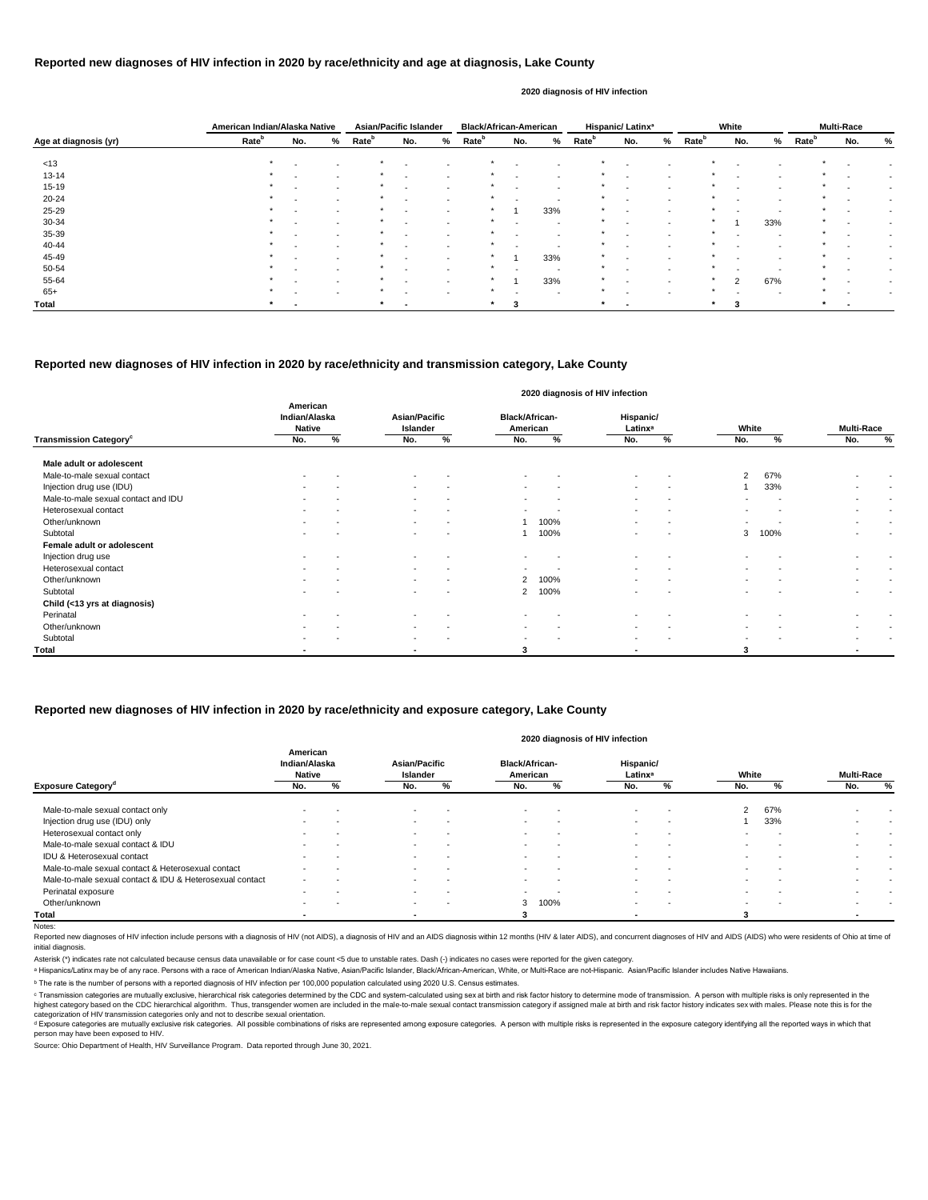# Reported new diagnoses of HIV infection in 2020 by race/ethnicity and age at diagnosis, Lake County

2020 diagnosis of HIV infection

| Age at diagnosis (yr) | American Indian/Alaska Native Rate[b] | No. | % | Asian/Pacific Islander Rate[b] | No. | % | Black/African-American Rate[b] | No. | % | Hispanic/ Latinx[a] Rate[b] | No. | % | White Rate[b] | No. | % | Multi-Race Rate[b] | No. | % |
|---|---|---|---|---|---|---|---|---|---|---|---|---|---|---|---|---|---|---|
| <13 | * | - | - | * | - | - | * | - | - | * | - | - | * | - | - | * | - | - |
| 13-14 | * | - | - | * | - | - | * | - | - | * | - | - | * | - | - | * | - | - |
| 15-19 | * | - | - | * | - | - | * | - | - | * | - | - | * | - | - | * | - | - |
| 20-24 | * | - | - | * | - | - | * | - | - | * | - | - | * | - | - | * | - | - |
| 25-29 | * | - | - | * | - | - | * | 1 | 33% | * | - | - | * | - | - | * | - | - |
| 30-34 | * | - | - | * | - | - | * | - | - | * | - | - | * | 1 | 33% | * | - | - |
| 35-39 | * | - | - | * | - | - | * | - | - | * | - | - | * | - | - | * | - | - |
| 40-44 | * | - | - | * | - | - | * | - | - | * | - | - | * | - | - | * | - | - |
| 45-49 | * | - | - | * | - | - | * | 1 | 33% | * | - | - | * | - | - | * | - | - |
| 50-54 | * | - | - | * | - | - | * | - | - | * | - | - | * | - | - | * | - | - |
| 55-64 | * | - | - | * | - | - | * | 1 | 33% | * | - | - | * | 2 | 67% | * | - | - |
| 65+ | * | - | - | * | - | - | * | - | - | * | - | - | * | - | - | * | - | - |
| **Total** | * | - | | * | - | | * | 3 | | * | - | | * | 3 | | * | - | |

# Reported new diagnoses of HIV infection in 2020 by race/ethnicity and transmission category, Lake County

2020 diagnosis of HIV infection

| Transmission Category[c] | American Indian/Alaska Native No. | % | Asian/Pacific Islander No. | % | Black/African-American No. | % | Hispanic/ Latinx[a] No. | % | White No. | % | Multi-Race No. | % |
|---|---|---|---|---|---|---|---|---|---|---|---|---|
| **Male adult or adolescent** | | | | | | | | | | | | |
| Male-to-male sexual contact | - | - | - | - | - | - | - | - | 2 | 67% | - | - |
| Injection drug use (IDU) | - | - | - | - | - | - | - | - | 1 | 33% | - | - |
| Male-to-male sexual contact and IDU | - | - | - | - | - | - | - | - | - | - | - | - |
| Heterosexual contact | - | - | - | - | - | - | - | - | - | - | - | - |
| Other/unknown | - | - | - | - | 1 | 100% | - | - | - | - | - | - |
| Subtotal | - | - | - | - | 1 | 100% | - | - | 3 | 100% | - | - |
| **Female adult or adolescent** | | | | | | | | | | | | |
| Injection drug use | - | - | - | - | - | - | - | - | - | - | - | - |
| Heterosexual contact | - | - | - | - | - | - | - | - | - | - | - | - |
| Other/unknown | - | - | - | - | 2 | 100% | - | - | - | - | - | - |
| Subtotal | - | - | - | - | 2 | 100% | - | - | - | - | - | - |
| **Child (<13 yrs at diagnosis)** | | | | | | | | | | | | |
| Perinatal | - | - | - | - | - | - | - | - | - | - | - | - |
| Other/unknown | - | - | - | - | - | - | - | - | - | - | - | - |
| Subtotal | - | - | - | - | - | - | - | - | - | - | - | - |
| **Total** | - | | - | | 3 | | - | | 3 | | - | |

# Reported new diagnoses of HIV infection in 2020 by race/ethnicity and exposure category, Lake County

2020 diagnosis of HIV infection

| Exposure Category[d] | American Indian/Alaska Native No. | % | Asian/Pacific Islander No. | % | Black/African-American No. | % | Hispanic/ Latinx[a] No. | % | White No. | % | Multi-Race No. | % |
|---|---|---|---|---|---|---|---|---|---|---|---|---|
| Male-to-male sexual contact only | - | - | - | - | - | - | - | - | 2 | 67% | - | - |
| Injection drug use (IDU) only | - | - | - | - | - | - | - | - | 1 | 33% | - | - |
| Heterosexual contact only | - | - | - | - | - | - | - | - | - | - | - | - |
| Male-to-male sexual contact & IDU | - | - | - | - | - | - | - | - | - | - | - | - |
| IDU & Heterosexual contact | - | - | - | - | - | - | - | - | - | - | - | - |
| Male-to-male sexual contact & Heterosexual contact | - | - | - | - | - | - | - | - | - | - | - | - |
| Male-to-male sexual contact & IDU & Heterosexual contact | - | - | - | - | - | - | - | - | - | - | - | - |
| Perinatal exposure | - | - | - | - | - | - | - | - | - | - | - | - |
| Other/unknown | - | - | - | - | 3 | 100% | - | - | - | - | - | - |
| **Total** | - | | - | | 3 | | - | | 3 | | - | |

Notes:

Reported new diagnoses of HIV infection include persons with a diagnosis of HIV (not AIDS), a diagnosis of HIV and an AIDS diagnosis within 12 months (HIV & later AIDS), and concurrent diagnoses of HIV and AIDS (AIDS) who were residents of Ohio at time of initial diagnosis.

Asterisk (*) indicates rate not calculated because census data unavailable or for case count <5 due to unstable rates. Dash (-) indicates no cases were reported for the given category.

[a] Hispanics/Latinx may be of any race. Persons with a race of American Indian/Alaska Native, Asian/Pacific Islander, Black/African-American, White, or Multi-Race are not-Hispanic. Asian/Pacific Islander includes Native Hawaiians.

[b] The rate is the number of persons with a reported diagnosis of HIV infection per 100,000 population calculated using 2020 U.S. Census estimates.

[c] Transmission categories are mutually exclusive, hierarchical risk categories determined by the CDC and system-calculated using sex at birth and risk factor history to determine mode of transmission. A person with multiple risks is only represented in the highest category based on the CDC hierarchical algorithm. Thus, transgender women are included in the male-to-male sexual contact transmission category if assigned male at birth and risk factor history indicates sex with males. Please note this is for the categorization of HIV transmission categories only and not to describe sexual orientation.

[d] Exposure categories are mutually exclusive risk categories. All possible combinations of risks are represented among exposure categories. A person with multiple risks is represented in the exposure category identifying all the reported ways in which that person may have been exposed to HIV.

Source: Ohio Department of Health, HIV Surveillance Program. Data reported through June 30, 2021.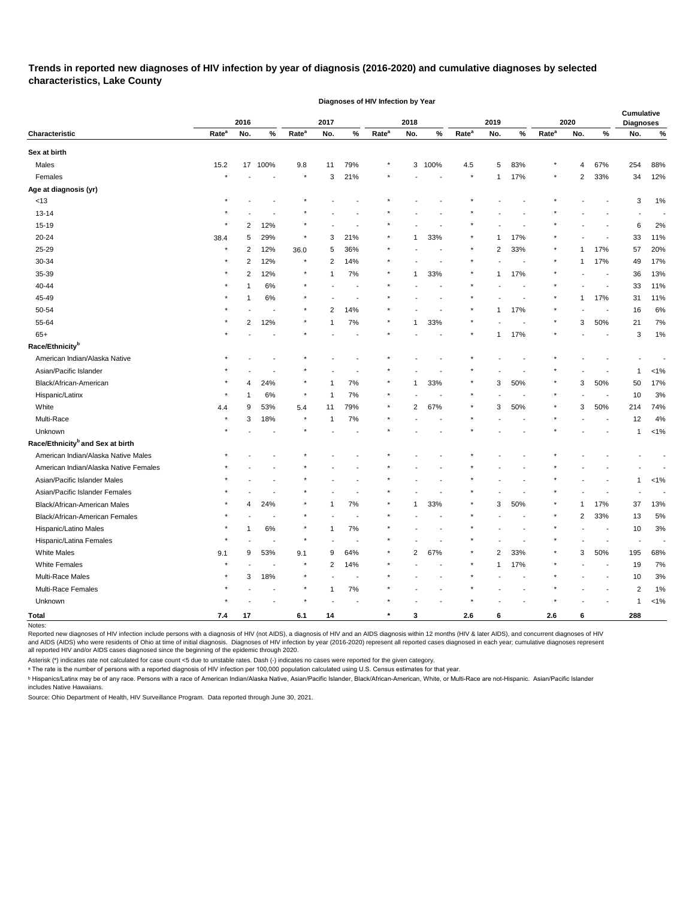## Trends in reported new diagnoses of HIV infection by year of diagnosis (2016-2020) and cumulative diagnoses by selected characteristics, Lake County

| Characteristic | 2016 Rate[a] | 2016 No. | 2016 % | 2017 Rate[a] | 2017 No. | 2017 % | 2018 Rate[a] | 2018 No. | 2018 % | 2019 Rate[a] | 2019 No. | 2019 % | 2020 Rate[a] | 2020 No. | 2020 % | Cumulative Diagnoses No. | Cumulative Diagnoses % |
|---|---|---|---|---|---|---|---|---|---|---|---|---|---|---|---|---|---|
| **Sex at birth** | | | | | | | | | | | | | | | | | |
| Males | 15.2 | 17 | 100% | 9.8 | 11 | 79% | * | 3 | 100% | 4.5 | 5 | 83% | * | 4 | 67% | 254 | 88% |
| Females | * | - | - | * | 3 | 21% | * | - | - | * | 1 | 17% | * | 2 | 33% | 34 | 12% |
| **Age at diagnosis (yr)** | | | | | | | | | | | | | | | | | |
| <13 | * | - | - | * | - | - | * | - | - | * | - | - | * | - | - | 3 | 1% |
| 13-14 | * | - | - | * | - | - | * | - | - | * | - | - | * | - | - | - | - |
| 15-19 | * | 2 | 12% | * | - | - | * | - | - | * | - | - | * | - | - | 6 | 2% |
| 20-24 | 38.4 | 5 | 29% | * | 3 | 21% | * | 1 | 33% | * | 1 | 17% | * | - | - | 33 | 11% |
| 25-29 | * | 2 | 12% | 36.0 | 5 | 36% | * | - | - | * | 2 | 33% | * | 1 | 17% | 57 | 20% |
| 30-34 | * | 2 | 12% | * | 2 | 14% | * | - | - | * | - | - | * | 1 | 17% | 49 | 17% |
| 35-39 | * | 2 | 12% | * | 1 | 7% | * | 1 | 33% | * | 1 | 17% | * | - | - | 36 | 13% |
| 40-44 | * | 1 | 6% | * | - | - | * | - | - | * | - | - | * | - | - | 33 | 11% |
| 45-49 | * | 1 | 6% | * | - | - | * | - | - | * | - | - | * | 1 | 17% | 31 | 11% |
| 50-54 | * | - | - | * | 2 | 14% | * | - | - | * | 1 | 17% | * | - | - | 16 | 6% |
| 55-64 | * | 2 | 12% | * | 1 | 7% | * | 1 | 33% | * | - | - | * | 3 | 50% | 21 | 7% |
| 65+ | * | - | - | * | - | - | * | - | - | * | 1 | 17% | * | - | - | 3 | 1% |
| **Race/Ethnicity[b]** | | | | | | | | | | | | | | | | | |
| American Indian/Alaska Native | * | - | - | * | - | - | * | - | - | * | - | - | * | - | - | - | - |
| Asian/Pacific Islander | * | - | - | * | - | - | * | - | - | * | - | - | * | - | - | 1 | <1% |
| Black/African-American | * | 4 | 24% | * | 1 | 7% | * | 1 | 33% | * | 3 | 50% | * | 3 | 50% | 50 | 17% |
| Hispanic/Latinx | * | 1 | 6% | * | 1 | 7% | * | - | - | * | - | - | * | - | - | 10 | 3% |
| White | 4.4 | 9 | 53% | 5.4 | 11 | 79% | * | 2 | 67% | * | 3 | 50% | * | 3 | 50% | 214 | 74% |
| Multi-Race | * | 3 | 18% | * | 1 | 7% | * | - | - | * | - | - | * | - | - | 12 | 4% |
| Unknown | * | - | - | * | - | - | * | - | - | * | - | - | * | - | - | 1 | <1% |
| **Race/Ethnicity[b] and Sex at birth** | | | | | | | | | | | | | | | | | |
| American Indian/Alaska Native Males | * | - | - | * | - | - | * | - | - | * | - | - | * | - | - | - | - |
| American Indian/Alaska Native Females | * | - | - | * | - | - | * | - | - | * | - | - | * | - | - | - | - |
| Asian/Pacific Islander Males | * | - | - | * | - | - | * | - | - | * | - | - | * | - | - | 1 | <1% |
| Asian/Pacific Islander Females | * | - | - | * | - | - | * | - | - | * | - | - | * | - | - | - | - |
| Black/African-American Males | * | 4 | 24% | * | 1 | 7% | * | 1 | 33% | * | 3 | 50% | * | 1 | 17% | 37 | 13% |
| Black/African-American Females | * | - | - | * | - | - | * | - | - | * | - | - | * | 2 | 33% | 13 | 5% |
| Hispanic/Latino Males | * | 1 | 6% | * | 1 | 7% | * | - | - | * | - | - | * | - | - | 10 | 3% |
| Hispanic/Latina Females | * | - | - | * | - | - | * | - | - | * | - | - | * | - | - | - | - |
| White Males | 9.1 | 9 | 53% | 9.1 | 9 | 64% | * | 2 | 67% | * | 2 | 33% | * | 3 | 50% | 195 | 68% |
| White Females | * | - | - | * | 2 | 14% | * | - | - | * | 1 | 17% | * | - | - | 19 | 7% |
| Multi-Race Males | * | 3 | 18% | * | - | - | * | - | - | * | - | - | * | - | - | 10 | 3% |
| Multi-Race Females | * | - | - | * | 1 | 7% | * | - | - | * | - | - | * | - | - | 2 | 1% |
| Unknown | * | - | - | * | - | - | * | - | - | * | - | - | * | - | - | 1 | <1% |
| **Total** | **7.4** | **17** | | **6.1** | **14** | | * | **3** | | **2.6** | **6** | | **2.6** | **6** | | **288** | |

Notes:

Reported new diagnoses of HIV infection include persons with a diagnosis of HIV (not AIDS), a diagnosis of HIV and an AIDS diagnosis within 12 months (HIV & later AIDS), and concurrent diagnoses of HIV and AIDS (AIDS) who were residents of Ohio at time of initial diagnosis. Diagnoses of HIV infection by year (2016-2020) represent all reported cases diagnosed in each year; cumulative diagnoses represent all reported HIV and/or AIDS cases diagnosed since the beginning of the epidemic through 2020.

Asterisk (*) indicates rate not calculated for case count <5 due to unstable rates. Dash (-) indicates no cases were reported for the given category.

[a] The rate is the number of persons with a reported diagnosis of HIV infection per 100,000 population calculated using U.S. Census estimates for that year.

[b] Hispanics/Latinx may be of any race. Persons with a race of American Indian/Alaska Native, Asian/Pacific Islander, Black/African-American, White, or Multi-Race are not-Hispanic. Asian/Pacific Islander includes Native Hawaiians.

Source: Ohio Department of Health, HIV Surveillance Program. Data reported through June 30, 2021.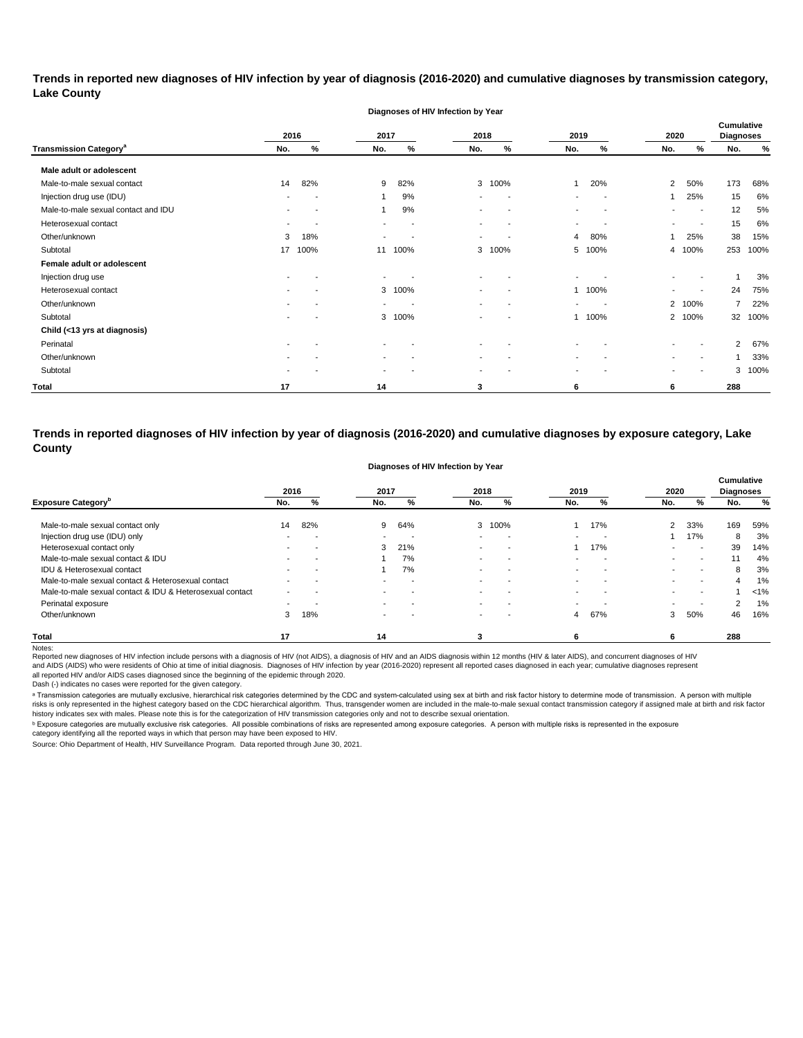## Trends in reported new diagnoses of HIV infection by year of diagnosis (2016-2020) and cumulative diagnoses by transmission category, Lake County

| Transmission Category[a] | 2016 No. | 2016 % | 2017 No. | 2017 % | 2018 No. | 2018 % | 2019 No. | 2019 % | 2020 No. | 2020 % | Cumulative Diagnoses No. | Cumulative Diagnoses % |
|---|---|---|---|---|---|---|---|---|---|---|---|---|
| **Male adult or adolescent** | | | | | | | | | | | | |
| Male-to-male sexual contact | 14 | 82% | 9 | 82% | 3 | 100% | 1 | 20% | 2 | 50% | 173 | 68% |
| Injection drug use (IDU) | - | - | 1 | 9% | - | - | - | - | 1 | 25% | 15 | 6% |
| Male-to-male sexual contact and IDU | - | - | 1 | 9% | - | - | - | - | - | - | 12 | 5% |
| Heterosexual contact | - | - | - | - | - | - | - | - | - | - | 15 | 6% |
| Other/unknown | 3 | 18% | - | - | - | - | 4 | 80% | 1 | 25% | 38 | 15% |
| Subtotal | 17 | 100% | 11 | 100% | 3 | 100% | 5 | 100% | 4 | 100% | 253 | 100% |
| **Female adult or adolescent** | | | | | | | | | | | | |
| Injection drug use | - | - | - | - | - | - | - | - | - | - | 1 | 3% |
| Heterosexual contact | - | - | 3 | 100% | - | - | 1 | 100% | - | - | 24 | 75% |
| Other/unknown | - | - | - | - | - | - | - | - | 2 | 100% | 7 | 22% |
| Subtotal | - | - | 3 | 100% | - | - | 1 | 100% | 2 | 100% | 32 | 100% |
| **Child (<13 yrs at diagnosis)** | | | | | | | | | | | | |
| Perinatal | - | - | - | - | - | - | - | - | - | - | 2 | 67% |
| Other/unknown | - | - | - | - | - | - | - | - | - | - | 1 | 33% |
| Subtotal | - | - | - | - | - | - | - | - | - | - | 3 | 100% |
| **Total** | **17** | | **14** | | **3** | | **6** | | **6** | | **288** | |

## Trends in reported diagnoses of HIV infection by year of diagnosis (2016-2020) and cumulative diagnoses by exposure category, Lake County

| Exposure Category[b] | 2016 No. | 2016 % | 2017 No. | 2017 % | 2018 No. | 2018 % | 2019 No. | 2019 % | 2020 No. | 2020 % | Cumulative Diagnoses No. | Cumulative Diagnoses % |
|---|---|---|---|---|---|---|---|---|---|---|---|---|
| Male-to-male sexual contact only | 14 | 82% | 9 | 64% | 3 | 100% | 1 | 17% | 2 | 33% | 169 | 59% |
| Injection drug use (IDU) only | - | - | - | - | - | - | - | - | 1 | 17% | 8 | 3% |
| Heterosexual contact only | - | - | 3 | 21% | - | - | 1 | 17% | - | - | 39 | 14% |
| Male-to-male sexual contact & IDU | - | - | 1 | 7% | - | - | - | - | - | - | 11 | 4% |
| IDU & Heterosexual contact | - | - | 1 | 7% | - | - | - | - | - | - | 8 | 3% |
| Male-to-male sexual contact & Heterosexual contact | - | - | - | - | - | - | - | - | - | - | 4 | 1% |
| Male-to-male sexual contact & IDU & Heterosexual contact | - | - | - | - | - | - | - | - | - | - | 1 | <1% |
| Perinatal exposure | - | - | - | - | - | - | - | - | - | - | 2 | 1% |
| Other/unknown | 3 | 18% | - | - | - | - | 4 | 67% | 3 | 50% | 46 | 16% |
| **Total** | **17** | | **14** | | **3** | | **6** | | **6** | | **288** | |

Notes:

Reported new diagnoses of HIV infection include persons with a diagnosis of HIV (not AIDS), a diagnosis of HIV and an AIDS diagnosis within 12 months (HIV & later AIDS), and concurrent diagnoses of HIV and AIDS (AIDS) who were residents of Ohio at time of initial diagnosis. Diagnoses of HIV infection by year (2016-2020) represent all reported cases diagnosed in each year; cumulative diagnoses represent all reported HIV and/or AIDS cases diagnosed since the beginning of the epidemic through 2020.

Dash (-) indicates no cases were reported for the given category.

[a] Transmission categories are mutually exclusive, hierarchical risk categories determined by the CDC and system-calculated using sex at birth and risk factor history to determine mode of transmission. A person with multiple risks is only represented in the highest category based on the CDC hierarchical algorithm. Thus, transgender women are included in the male-to-male sexual contact transmission category if assigned male at birth and risk factor history indicates sex with males. Please note this is for the categorization of HIV transmission categories only and not to describe sexual orientation.

[b] Exposure categories are mutually exclusive risk categories. All possible combinations of risks are represented among exposure categories. A person with multiple risks is represented in the exposure category identifying all the reported ways in which that person may have been exposed to HIV.

Source: Ohio Department of Health, HIV Surveillance Program. Data reported through June 30, 2021.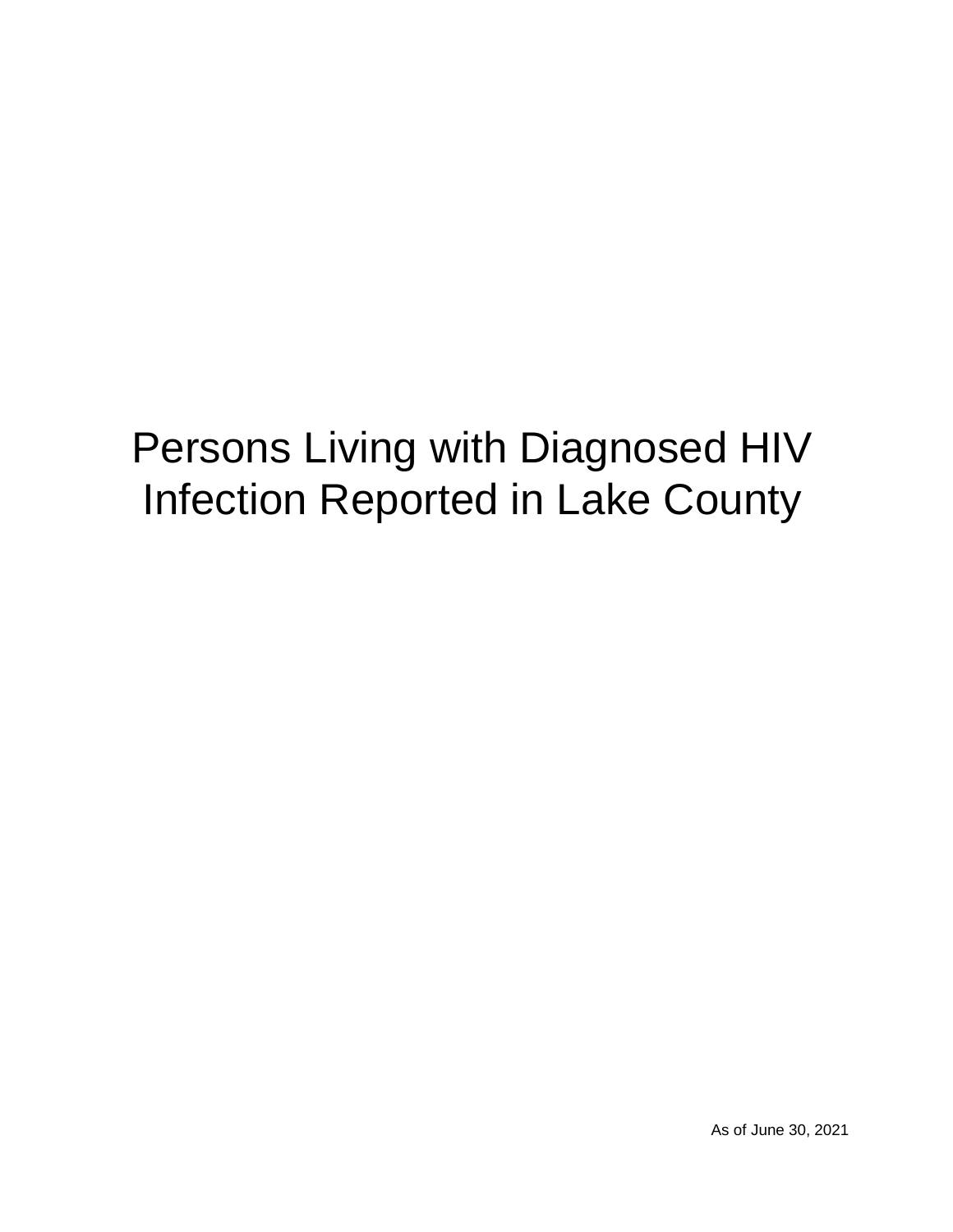# Persons Living with Diagnosed HIV Infection Reported in Lake County

As of June 30, 2021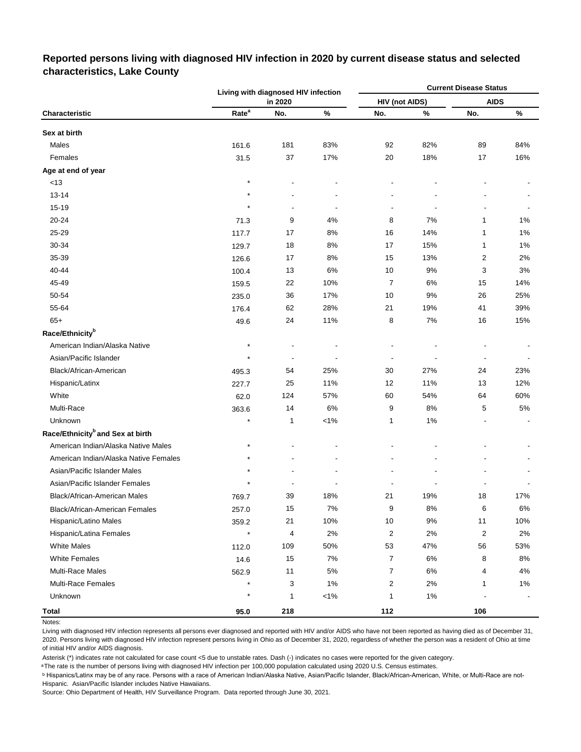## Reported persons living with diagnosed HIV infection in 2020 by current disease status and selected characteristics, Lake County

| Characteristic | Living with diagnosed HIV infection in 2020 | | | Current Disease Status | | | |
|---|---|---|---|---|---|---|---|
| | | | | HIV (not AIDS) | | AIDS | |
| | Rate[a] | No. | % | No. | % | No. | % |
| **Sex at birth** | | | | | | | |
| Males | 161.6 | 181 | 83% | 92 | 82% | 89 | 84% |
| Females | 31.5 | 37 | 17% | 20 | 18% | 17 | 16% |
| **Age at end of year** | | | | | | | |
| <13 | * | - | - | - | - | - | - |
| 13-14 | * | - | - | - | - | - | - |
| 15-19 | * | - | - | - | - | - | - |
| 20-24 | 71.3 | 9 | 4% | 8 | 7% | 1 | 1% |
| 25-29 | 117.7 | 17 | 8% | 16 | 14% | 1 | 1% |
| 30-34 | 129.7 | 18 | 8% | 17 | 15% | 1 | 1% |
| 35-39 | 126.6 | 17 | 8% | 15 | 13% | 2 | 2% |
| 40-44 | 100.4 | 13 | 6% | 10 | 9% | 3 | 3% |
| 45-49 | 159.5 | 22 | 10% | 7 | 6% | 15 | 14% |
| 50-54 | 235.0 | 36 | 17% | 10 | 9% | 26 | 25% |
| 55-64 | 176.4 | 62 | 28% | 21 | 19% | 41 | 39% |
| 65+ | 49.6 | 24 | 11% | 8 | 7% | 16 | 15% |
| **Race/Ethnicity[b]** | | | | | | | |
| American Indian/Alaska Native | * | - | - | - | - | - | - |
| Asian/Pacific Islander | * | - | - | - | - | - | - |
| Black/African-American | 495.3 | 54 | 25% | 30 | 27% | 24 | 23% |
| Hispanic/Latinx | 227.7 | 25 | 11% | 12 | 11% | 13 | 12% |
| White | 62.0 | 124 | 57% | 60 | 54% | 64 | 60% |
| Multi-Race | 363.6 | 14 | 6% | 9 | 8% | 5 | 5% |
| Unknown | * | 1 | <1% | 1 | 1% | - | - |
| **Race/Ethnicity[b] and Sex at birth** | | | | | | | |
| American Indian/Alaska Native Males | * | - | - | - | - | - | - |
| American Indian/Alaska Native Females | * | - | - | - | - | - | - |
| Asian/Pacific Islander Males | * | - | - | - | - | - | - |
| Asian/Pacific Islander Females | * | - | - | - | - | - | - |
| Black/African-American Males | 769.7 | 39 | 18% | 21 | 19% | 18 | 17% |
| Black/African-American Females | 257.0 | 15 | 7% | 9 | 8% | 6 | 6% |
| Hispanic/Latino Males | 359.2 | 21 | 10% | 10 | 9% | 11 | 10% |
| Hispanic/Latina Females | * | 4 | 2% | 2 | 2% | 2 | 2% |
| White Males | 112.0 | 109 | 50% | 53 | 47% | 56 | 53% |
| White Females | 14.6 | 15 | 7% | 7 | 6% | 8 | 8% |
| Multi-Race Males | 562.9 | 11 | 5% | 7 | 6% | 4 | 4% |
| Multi-Race Females | * | 3 | 1% | 2 | 2% | 1 | 1% |
| Unknown | * | 1 | <1% | 1 | 1% | - | - |
| **Total** | **95.0** | **218** | | **112** | | **106** | |

Notes:

Living with diagnosed HIV infection represents all persons ever diagnosed and reported with HIV and/or AIDS who have not been reported as having died as of December 31, 2020. Persons living with diagnosed HIV infection represent persons living in Ohio as of December 31, 2020, regardless of whether the person was a resident of Ohio at time of initial HIV and/or AIDS diagnosis.

Asterisk (*) indicates rate not calculated for case count <5 due to unstable rates. Dash (-) indicates no cases were reported for the given category.

[a] The rate is the number of persons living with diagnosed HIV infection per 100,000 population calculated using 2020 U.S. Census estimates.

[b] Hispanics/Latinx may be of any race. Persons with a race of American Indian/Alaska Native, Asian/Pacific Islander, Black/African-American, White, or Multi-Race are not-Hispanic. Asian/Pacific Islander includes Native Hawaiians.

Source: Ohio Department of Health, HIV Surveillance Program. Data reported through June 30, 2021.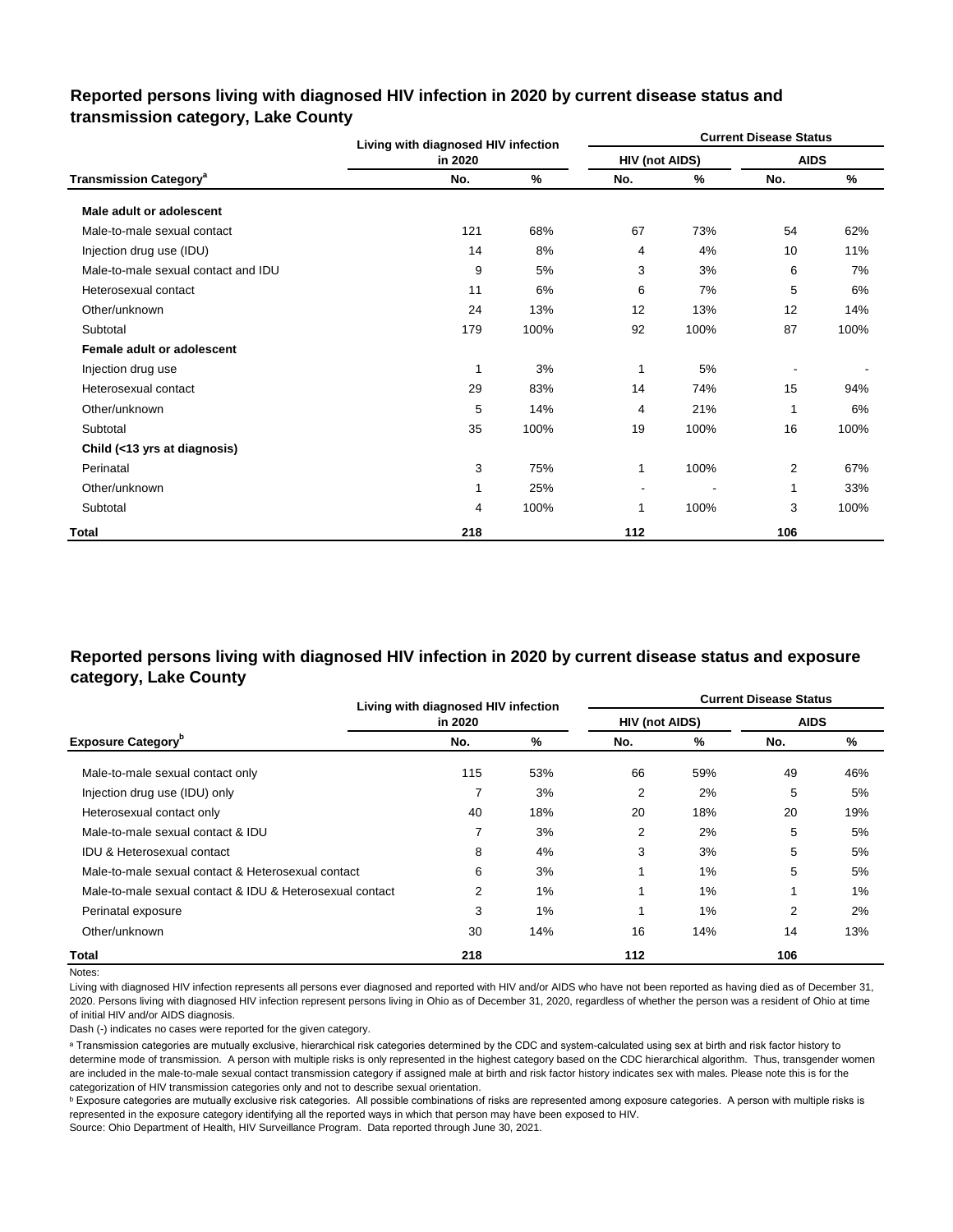## Reported persons living with diagnosed HIV infection in 2020 by current disease status and transmission category, Lake County

| Transmission Category[a] | Living with diagnosed HIV infection in 2020 | | Current Disease Status | | | |
|---|---|---|---|---|---|---|
| | | | HIV (not AIDS) | | AIDS | |
| | No. | % | No. | % | No. | % |
| **Male adult or adolescent** | | | | | | |
| Male-to-male sexual contact | 121 | 68% | 67 | 73% | 54 | 62% |
| Injection drug use (IDU) | 14 | 8% | 4 | 4% | 10 | 11% |
| Male-to-male sexual contact and IDU | 9 | 5% | 3 | 3% | 6 | 7% |
| Heterosexual contact | 11 | 6% | 6 | 7% | 5 | 6% |
| Other/unknown | 24 | 13% | 12 | 13% | 12 | 14% |
| Subtotal | 179 | 100% | 92 | 100% | 87 | 100% |
| **Female adult or adolescent** | | | | | | |
| Injection drug use | 1 | 3% | 1 | 5% | - | - |
| Heterosexual contact | 29 | 83% | 14 | 74% | 15 | 94% |
| Other/unknown | 5 | 14% | 4 | 21% | 1 | 6% |
| Subtotal | 35 | 100% | 19 | 100% | 16 | 100% |
| **Child (<13 yrs at diagnosis)** | | | | | | |
| Perinatal | 3 | 75% | 1 | 100% | 2 | 67% |
| Other/unknown | 1 | 25% | - | - | 1 | 33% |
| Subtotal | 4 | 100% | 1 | 100% | 3 | 100% |
| **Total** | **218** | | **112** | | **106** | |

## Reported persons living with diagnosed HIV infection in 2020 by current disease status and exposure category, Lake County

| Exposure Category[b] | Living with diagnosed HIV infection in 2020 | | Current Disease Status | | | |
|---|---|---|---|---|---|---|
| | | | HIV (not AIDS) | | AIDS | |
| | No. | % | No. | % | No. | % |
| Male-to-male sexual contact only | 115 | 53% | 66 | 59% | 49 | 46% |
| Injection drug use (IDU) only | 7 | 3% | 2 | 2% | 5 | 5% |
| Heterosexual contact only | 40 | 18% | 20 | 18% | 20 | 19% |
| Male-to-male sexual contact & IDU | 7 | 3% | 2 | 2% | 5 | 5% |
| IDU & Heterosexual contact | 8 | 4% | 3 | 3% | 5 | 5% |
| Male-to-male sexual contact & Heterosexual contact | 6 | 3% | 1 | 1% | 5 | 5% |
| Male-to-male sexual contact & IDU & Heterosexual contact | 2 | 1% | 1 | 1% | 1 | 1% |
| Perinatal exposure | 3 | 1% | 1 | 1% | 2 | 2% |
| Other/unknown | 30 | 14% | 16 | 14% | 14 | 13% |
| **Total** | **218** | | **112** | | **106** | |

Notes:

Living with diagnosed HIV infection represents all persons ever diagnosed and reported with HIV and/or AIDS who have not been reported as having died as of December 31, 2020. Persons living with diagnosed HIV infection represent persons living in Ohio as of December 31, 2020, regardless of whether the person was a resident of Ohio at time of initial HIV and/or AIDS diagnosis.

Dash (-) indicates no cases were reported for the given category.

[a] Transmission categories are mutually exclusive, hierarchical risk categories determined by the CDC and system-calculated using sex at birth and risk factor history to determine mode of transmission. A person with multiple risks is only represented in the highest category based on the CDC hierarchical algorithm. Thus, transgender women are included in the male-to-male sexual contact transmission category if assigned male at birth and risk factor history indicates sex with males. Please note this is for the categorization of HIV transmission categories only and not to describe sexual orientation.

[b] Exposure categories are mutually exclusive risk categories. All possible combinations of risks are represented among exposure categories. A person with multiple risks is represented in the exposure category identifying all the reported ways in which that person may have been exposed to HIV.

Source: Ohio Department of Health, HIV Surveillance Program. Data reported through June 30, 2021.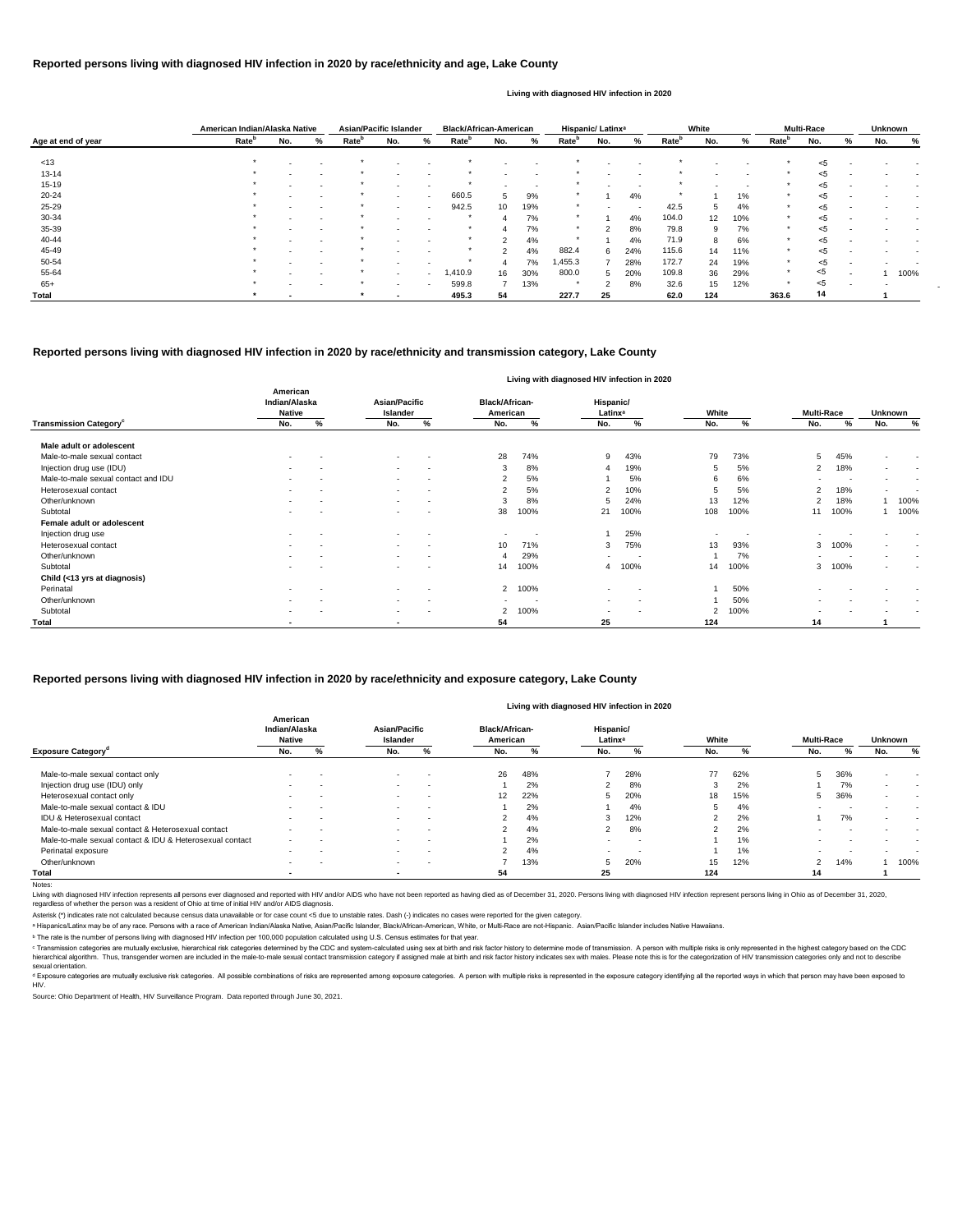## Reported persons living with diagnosed HIV infection in 2020 by race/ethnicity and age, Lake County

Living with diagnosed HIV infection in 2020

| Age at end of year | American Indian/Alaska Native | | | Asian/Pacific Islander | | | Black/African-American | | | Hispanic/ Latinx[a] | | | White | | | Multi-Race | | | Unknown | |
|---|---|---|---|---|---|---|---|---|---|---|---|---|---|---|---|---|---|---|---|---|
| | Rate[b] | No. | % | Rate[b] | No. | % | Rate[b] | No. | % | Rate[b] | No. | % | Rate[b] | No. | % | Rate[b] | No. | % | No. | % |
| <13 | * | - | - | * | - | - | * | - | - | * | - | - | * | - | - | * | <5 | - | - | - |
| 13-14 | * | - | - | * | - | - | * | - | - | * | - | - | * | - | - | * | <5 | - | - | - |
| 15-19 | * | - | - | * | - | - | * | - | - | * | - | - | * | - | - | * | <5 | - | - | - |
| 20-24 | * | - | - | * | - | - | 660.5 | 5 | 9% | * | 1 | 4% | * | 1 | 1% | * | <5 | - | - | - |
| 25-29 | * | - | - | * | - | - | 942.5 | 10 | 19% | * | - | - | 42.5 | 5 | 4% | * | <5 | - | - | - |
| 30-34 | * | - | - | * | - | - | * | 4 | 7% | * | 1 | 4% | 104.0 | 12 | 10% | * | <5 | - | - | - |
| 35-39 | * | - | - | * | - | - | * | 4 | 7% | * | 2 | 8% | 79.8 | 9 | 7% | * | <5 | - | - | - |
| 40-44 | * | - | - | * | - | - | * | 2 | 4% | * | 1 | 4% | 71.9 | 8 | 6% | * | <5 | - | - | - |
| 45-49 | * | - | - | * | - | - | * | 2 | 4% | 882.4 | 6 | 24% | 115.6 | 14 | 11% | * | <5 | - | - | - |
| 50-54 | * | - | - | * | - | - | * | 4 | 7% | 1,455.3 | 7 | 28% | 172.7 | 24 | 19% | * | <5 | - | - | - |
| 55-64 | * | - | - | * | - | - | 1,410.9 | 16 | 30% | 800.0 | 5 | 20% | 109.8 | 36 | 29% | * | <5 | - | 1 | 100% |
| 65+ | * | - | - | * | - | - | 599.8 | 7 | 13% | * | 2 | 8% | 32.6 | 15 | 12% | * | <5 | - | - | |
| **Total** | * | - | | * | - | | 495.3 | 54 | | 227.7 | 25 | | 62.0 | 124 | | 363.6 | 14 | | 1 | |

## Reported persons living with diagnosed HIV infection in 2020 by race/ethnicity and transmission category, Lake County

Living with diagnosed HIV infection in 2020

| Transmission Category[c] | American Indian/Alaska Native No. | % | Asian/Pacific Islander No. | % | Black/African-American No. | % | Hispanic/ Latinx[a] No. | % | White No. | % | Multi-Race No. | % | Unknown No. | % |
|---|---|---|---|---|---|---|---|---|---|---|---|---|---|---|
| **Male adult or adolescent** | | | | | | | | | | | | | | |
| Male-to-male sexual contact | - | - | - | - | 28 | 74% | 9 | 43% | 79 | 73% | 5 | 45% | - | - |
| Injection drug use (IDU) | - | - | - | - | 3 | 8% | 4 | 19% | 5 | 5% | 2 | 18% | - | - |
| Male-to-male sexual contact and IDU | - | - | - | - | 2 | 5% | 1 | 5% | 6 | 6% | - | - | - | - |
| Heterosexual contact | - | - | - | - | 2 | 5% | 2 | 10% | 5 | 5% | 2 | 18% | - | - |
| Other/unknown | - | - | - | - | 3 | 8% | 5 | 24% | 13 | 12% | 2 | 18% | 1 | 100% |
| Subtotal | - | - | - | - | 38 | 100% | 21 | 100% | 108 | 100% | 11 | 100% | 1 | 100% |
| **Female adult or adolescent** | | | | | | | | | | | | | | |
| Injection drug use | - | - | - | - | - | - | 1 | 25% | - | - | - | - | - | - |
| Heterosexual contact | - | - | - | - | 10 | 71% | 3 | 75% | 13 | 93% | 3 | 100% | - | - |
| Other/unknown | - | - | - | - | 4 | 29% | - | - | 1 | 7% | - | - | - | - |
| Subtotal | - | - | - | - | 14 | 100% | 4 | 100% | 14 | 100% | 3 | 100% | - | - |
| **Child (<13 yrs at diagnosis)** | | | | | | | | | | | | | | |
| Perinatal | - | - | - | - | 2 | 100% | - | - | 1 | 50% | - | - | - | - |
| Other/unknown | - | - | - | - | - | - | - | - | 1 | 50% | - | - | - | - |
| Subtotal | - | - | - | - | 2 | 100% | - | - | 2 | 100% | - | - | - | - |
| **Total** | - | | - | | 54 | | 25 | | 124 | | 14 | | 1 | |

## Reported persons living with diagnosed HIV infection in 2020 by race/ethnicity and exposure category, Lake County

Living with diagnosed HIV infection in 2020

| Exposure Category[d] | American Indian/Alaska Native No. | % | Asian/Pacific Islander No. | % | Black/African-American No. | % | Hispanic/ Latinx[a] No. | % | White No. | % | Multi-Race No. | % | Unknown No. | % |
|---|---|---|---|---|---|---|---|---|---|---|---|---|---|---|
| Male-to-male sexual contact only | - | - | - | - | 26 | 48% | 7 | 28% | 77 | 62% | 5 | 36% | - | - |
| Injection drug use (IDU) only | - | - | - | - | 1 | 2% | 2 | 8% | 3 | 2% | 1 | 7% | - | - |
| Heterosexual contact only | - | - | - | - | 12 | 22% | 5 | 20% | 18 | 15% | 5 | 36% | - | - |
| Male-to-male sexual contact & IDU | - | - | - | - | 1 | 2% | 1 | 4% | 5 | 4% | - | - | - | - |
| IDU & Heterosexual contact | - | - | - | - | 2 | 4% | 3 | 12% | 2 | 2% | 1 | 7% | - | - |
| Male-to-male sexual contact & Heterosexual contact | - | - | - | - | 2 | 4% | 2 | 8% | 2 | 2% | - | - | - | - |
| Male-to-male sexual contact & IDU & Heterosexual contact | - | - | - | - | 1 | 2% | - | - | 1 | 1% | - | - | - | - |
| Perinatal exposure | - | - | - | - | 2 | 4% | - | - | 1 | 1% | - | - | - | - |
| Other/unknown | - | - | - | - | 7 | 13% | 5 | 20% | 15 | 12% | 2 | 14% | 1 | 100% |
| **Total** | - | | - | | 54 | | 25 | | 124 | | 14 | | 1 | |

Notes:

Living with diagnosed HIV infection represents all persons ever diagnosed and reported with HIV and/or AIDS who have not been reported as having died as of December 31, 2020. Persons living with diagnosed HIV infection represent persons living in Ohio as of December 31, 2020, regardless of whether the person was a resident of Ohio at time of initial HIV and/or AIDS diagnosis.

Asterisk (*) indicates rate not calculated because census data unavailable or for case count <5 due to unstable rates. Dash (-) indicates no cases were reported for the given category.

[a] Hispanics/Latinx may be of any race. Persons with a race of American Indian/Alaska Native, Asian/Pacific Islander, Black/African-American, White, or Multi-Race are not-Hispanic. Asian/Pacific Islander includes Native Hawaiians.

[b] The rate is the number of persons living with diagnosed HIV infection per 100,000 population calculated using U.S. Census estimates for that year.

[c] Transmission categories are mutually exclusive, hierarchical risk categories determined by the CDC and system-calculated using sex at birth and risk factor history to determine mode of transmission. A person with multiple risks is only represented in the highest category based on the CDC hierarchical algorithm. Thus, transgender women are included in the male-to-male sexual contact transmission category if assigned male at birth and risk factor history indicates sex with males. Please note this is for the categorization of HIV transmission categories only and not to describe sexual orientation.

[d] Exposure categories are mutually exclusive risk categories. All possible combinations of risks are represented among exposure categories. A person with multiple risks is represented in the exposure category identifying all the reported ways in which that person may have been exposed to HIV.

Source: Ohio Department of Health, HIV Surveillance Program. Data reported through June 30, 2021.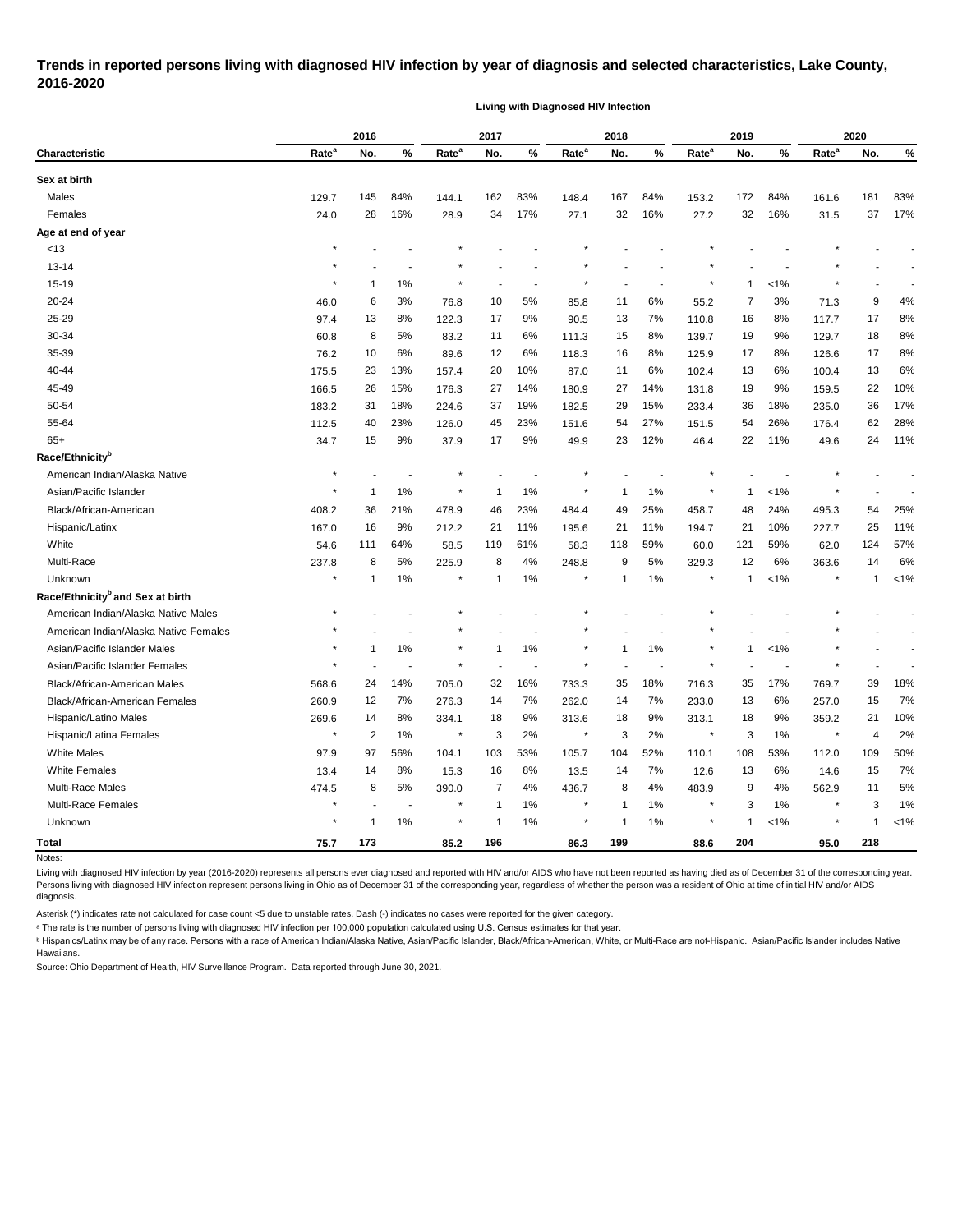## Trends in reported persons living with diagnosed HIV infection by year of diagnosis and selected characteristics, Lake County, 2016-2020

**Living with Diagnosed HIV Infection**

| Characteristic | 2016 | | | 2017 | | | 2018 | | | 2019 | | | 2020 | | |
|---|---|---|---|---|---|---|---|---|---|---|---|---|---|---|---|
| | Rate[a] | No. | % | Rate[a] | No. | % | Rate[a] | No. | % | Rate[a] | No. | % | Rate[a] | No. | % |
| **Sex at birth** | | | | | | | | | | | | | | | |
| Males | 129.7 | 145 | 84% | 144.1 | 162 | 83% | 148.4 | 167 | 84% | 153.2 | 172 | 84% | 161.6 | 181 | 83% |
| Females | 24.0 | 28 | 16% | 28.9 | 34 | 17% | 27.1 | 32 | 16% | 27.2 | 32 | 16% | 31.5 | 37 | 17% |
| **Age at end of year** | | | | | | | | | | | | | | | |
| <13 | * | - | - | * | - | - | * | - | - | * | - | - | * | - | - |
| 13-14 | * | - | - | * | - | - | * | - | - | * | - | - | * | - | - |
| 15-19 | * | 1 | 1% | * | - | - | * | - | - | * | 1 | <1% | * | - | - |
| 20-24 | 46.0 | 6 | 3% | 76.8 | 10 | 5% | 85.8 | 11 | 6% | 55.2 | 7 | 3% | 71.3 | 9 | 4% |
| 25-29 | 97.4 | 13 | 8% | 122.3 | 17 | 9% | 90.5 | 13 | 7% | 110.8 | 16 | 8% | 117.7 | 17 | 8% |
| 30-34 | 60.8 | 8 | 5% | 83.2 | 11 | 6% | 111.3 | 15 | 8% | 139.7 | 19 | 9% | 129.7 | 18 | 8% |
| 35-39 | 76.2 | 10 | 6% | 89.6 | 12 | 6% | 118.3 | 16 | 8% | 125.9 | 17 | 8% | 126.6 | 17 | 8% |
| 40-44 | 175.5 | 23 | 13% | 157.4 | 20 | 10% | 87.0 | 11 | 6% | 102.4 | 13 | 6% | 100.4 | 13 | 6% |
| 45-49 | 166.5 | 26 | 15% | 176.3 | 27 | 14% | 180.9 | 27 | 14% | 131.8 | 19 | 9% | 159.5 | 22 | 10% |
| 50-54 | 183.2 | 31 | 18% | 224.6 | 37 | 19% | 182.5 | 29 | 15% | 233.4 | 36 | 18% | 235.0 | 36 | 17% |
| 55-64 | 112.5 | 40 | 23% | 126.0 | 45 | 23% | 151.6 | 54 | 27% | 151.5 | 54 | 26% | 176.4 | 62 | 28% |
| 65+ | 34.7 | 15 | 9% | 37.9 | 17 | 9% | 49.9 | 23 | 12% | 46.4 | 22 | 11% | 49.6 | 24 | 11% |
| **Race/Ethnicity[b]** | | | | | | | | | | | | | | | |
| American Indian/Alaska Native | * | - | - | * | - | - | * | - | - | * | - | - | * | - | - |
| Asian/Pacific Islander | * | 1 | 1% | * | 1 | 1% | * | 1 | 1% | * | 1 | <1% | * | - | - |
| Black/African-American | 408.2 | 36 | 21% | 478.9 | 46 | 23% | 484.4 | 49 | 25% | 458.7 | 48 | 24% | 495.3 | 54 | 25% |
| Hispanic/Latinx | 167.0 | 16 | 9% | 212.2 | 21 | 11% | 195.6 | 21 | 11% | 194.7 | 21 | 10% | 227.7 | 25 | 11% |
| White | 54.6 | 111 | 64% | 58.5 | 119 | 61% | 58.3 | 118 | 59% | 60.0 | 121 | 59% | 62.0 | 124 | 57% |
| Multi-Race | 237.8 | 8 | 5% | 225.9 | 8 | 4% | 248.8 | 9 | 5% | 329.3 | 12 | 6% | 363.6 | 14 | 6% |
| Unknown | * | 1 | 1% | * | 1 | 1% | * | 1 | 1% | * | 1 | <1% | * | 1 | <1% |
| **Race/Ethnicity[b] and Sex at birth** | | | | | | | | | | | | | | | |
| American Indian/Alaska Native Males | * | - | - | * | - | - | * | - | - | * | - | - | * | - | - |
| American Indian/Alaska Native Females | * | - | - | * | - | - | * | - | - | * | - | - | * | - | - |
| Asian/Pacific Islander Males | * | 1 | 1% | * | 1 | 1% | * | 1 | 1% | * | 1 | <1% | * | - | - |
| Asian/Pacific Islander Females | * | - | - | * | - | - | * | - | - | * | - | - | * | - | - |
| Black/African-American Males | 568.6 | 24 | 14% | 705.0 | 32 | 16% | 733.3 | 35 | 18% | 716.3 | 35 | 17% | 769.7 | 39 | 18% |
| Black/African-American Females | 260.9 | 12 | 7% | 276.3 | 14 | 7% | 262.0 | 14 | 7% | 233.0 | 13 | 6% | 257.0 | 15 | 7% |
| Hispanic/Latino Males | 269.6 | 14 | 8% | 334.1 | 18 | 9% | 313.6 | 18 | 9% | 313.1 | 18 | 9% | 359.2 | 21 | 10% |
| Hispanic/Latina Females | * | 2 | 1% | * | 3 | 2% | * | 3 | 2% | * | 3 | 1% | * | 4 | 2% |
| White Males | 97.9 | 97 | 56% | 104.1 | 103 | 53% | 105.7 | 104 | 52% | 110.1 | 108 | 53% | 112.0 | 109 | 50% |
| White Females | 13.4 | 14 | 8% | 15.3 | 16 | 8% | 13.5 | 14 | 7% | 12.6 | 13 | 6% | 14.6 | 15 | 7% |
| Multi-Race Males | 474.5 | 8 | 5% | 390.0 | 7 | 4% | 436.7 | 8 | 4% | 483.9 | 9 | 4% | 562.9 | 11 | 5% |
| Multi-Race Females | * | - | - | * | 1 | 1% | * | 1 | 1% | * | 3 | 1% | * | 3 | 1% |
| Unknown | * | 1 | 1% | * | 1 | 1% | * | 1 | 1% | * | 1 | <1% | * | 1 | <1% |
| **Total** | **75.7** | **173** | | **85.2** | **196** | | **86.3** | **199** | | **88.6** | **204** | | **95.0** | **218** | |

Notes:

Living with diagnosed HIV infection by year (2016-2020) represents all persons ever diagnosed and reported with HIV and/or AIDS who have not been reported as having died as of December 31 of the corresponding year. Persons living with diagnosed HIV infection represent persons living in Ohio as of December 31 of the corresponding year, regardless of whether the person was a resident of Ohio at time of initial HIV and/or AIDS diagnosis.

Asterisk (*) indicates rate not calculated for case count <5 due to unstable rates. Dash (-) indicates no cases were reported for the given category.

[a] The rate is the number of persons living with diagnosed HIV infection per 100,000 population calculated using U.S. Census estimates for that year.

[b] Hispanics/Latinx may be of any race. Persons with a race of American Indian/Alaska Native, Asian/Pacific Islander, Black/African-American, White, or Multi-Race are not-Hispanic. Asian/Pacific Islander includes Native Hawaiians.

Source: Ohio Department of Health, HIV Surveillance Program. Data reported through June 30, 2021.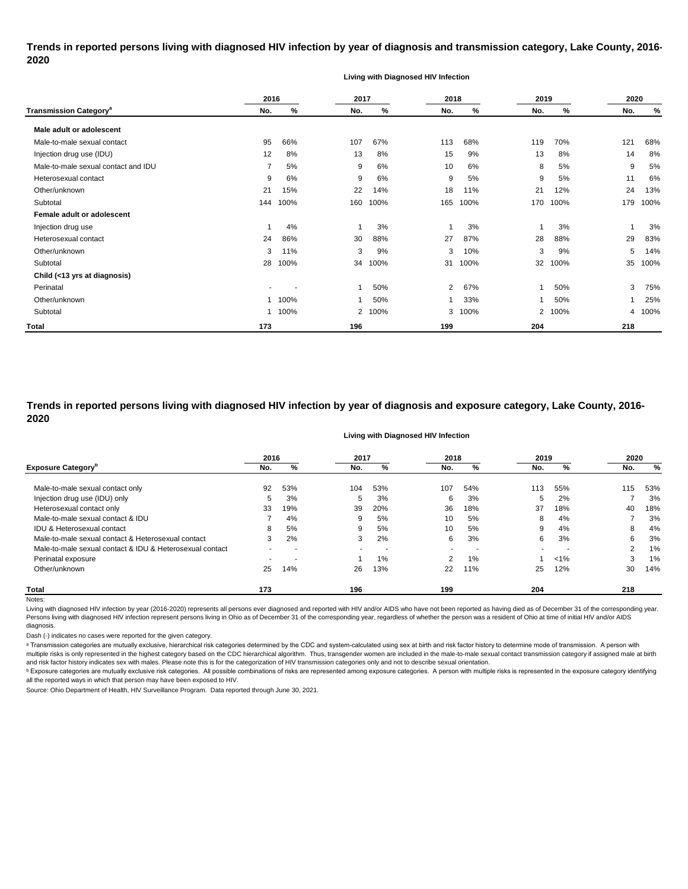## Trends in reported persons living with diagnosed HIV infection by year of diagnosis and transmission category, Lake County, 2016-2020

**Living with Diagnosed HIV Infection**

| Transmission Category[a] | 2016 No. | 2016 % | 2017 No. | 2017 % | 2018 No. | 2018 % | 2019 No. | 2019 % | 2020 No. | 2020 % |
|---|---|---|---|---|---|---|---|---|---|---|
| **Male adult or adolescent** | | | | | | | | | | |
| Male-to-male sexual contact | 95 | 66% | 107 | 67% | 113 | 68% | 119 | 70% | 121 | 68% |
| Injection drug use (IDU) | 12 | 8% | 13 | 8% | 15 | 9% | 13 | 8% | 14 | 8% |
| Male-to-male sexual contact and IDU | 7 | 5% | 9 | 6% | 10 | 6% | 8 | 5% | 9 | 5% |
| Heterosexual contact | 9 | 6% | 9 | 6% | 9 | 5% | 9 | 5% | 11 | 6% |
| Other/unknown | 21 | 15% | 22 | 14% | 18 | 11% | 21 | 12% | 24 | 13% |
| Subtotal | 144 | 100% | 160 | 100% | 165 | 100% | 170 | 100% | 179 | 100% |
| **Female adult or adolescent** | | | | | | | | | | |
| Injection drug use | 1 | 4% | 1 | 3% | 1 | 3% | 1 | 3% | 1 | 3% |
| Heterosexual contact | 24 | 86% | 30 | 88% | 27 | 87% | 28 | 88% | 29 | 83% |
| Other/unknown | 3 | 11% | 3 | 9% | 3 | 10% | 3 | 9% | 5 | 14% |
| Subtotal | 28 | 100% | 34 | 100% | 31 | 100% | 32 | 100% | 35 | 100% |
| **Child (<13 yrs at diagnosis)** | | | | | | | | | | |
| Perinatal | - | - | 1 | 50% | 2 | 67% | 1 | 50% | 3 | 75% |
| Other/unknown | 1 | 100% | 1 | 50% | 1 | 33% | 1 | 50% | 1 | 25% |
| Subtotal | 1 | 100% | 2 | 100% | 3 | 100% | 2 | 100% | 4 | 100% |
| **Total** | **173** | | **196** | | **199** | | **204** | | **218** | |

## Trends in reported persons living with diagnosed HIV infection by year of diagnosis and exposure category, Lake County, 2016-2020

**Living with Diagnosed HIV Infection**

| Exposure Category[b] | 2016 No. | 2016 % | 2017 No. | 2017 % | 2018 No. | 2018 % | 2019 No. | 2019 % | 2020 No. | 2020 % |
|---|---|---|---|---|---|---|---|---|---|---|
| Male-to-male sexual contact only | 92 | 53% | 104 | 53% | 107 | 54% | 113 | 55% | 115 | 53% |
| Injection drug use (IDU) only | 5 | 3% | 5 | 3% | 6 | 3% | 5 | 2% | 7 | 3% |
| Heterosexual contact only | 33 | 19% | 39 | 20% | 36 | 18% | 37 | 18% | 40 | 18% |
| Male-to-male sexual contact & IDU | 7 | 4% | 9 | 5% | 10 | 5% | 8 | 4% | 7 | 3% |
| IDU & Heterosexual contact | 8 | 5% | 9 | 5% | 10 | 5% | 9 | 4% | 8 | 4% |
| Male-to-male sexual contact & Heterosexual contact | 3 | 2% | 3 | 2% | 6 | 3% | 6 | 3% | 6 | 3% |
| Male-to-male sexual contact & IDU & Heterosexual contact | - | - | - | - | - | - | - | - | 2 | 1% |
| Perinatal exposure | - | - | 1 | 1% | 2 | 1% | 1 | <1% | 3 | 1% |
| Other/unknown | 25 | 14% | 26 | 13% | 22 | 11% | 25 | 12% | 30 | 14% |
| **Total** | **173** | | **196** | | **199** | | **204** | | **218** | |

Notes:

Living with diagnosed HIV infection by year (2016-2020) represents all persons ever diagnosed and reported with HIV and/or AIDS who have not been reported as having died as of December 31 of the corresponding year. Persons living with diagnosed HIV infection represent persons living in Ohio as of December 31 of the corresponding year, regardless of whether the person was a resident of Ohio at time of initial HIV and/or AIDS diagnosis.

Dash (-) indicates no cases were reported for the given category.

[a] Transmission categories are mutually exclusive, hierarchical risk categories determined by the CDC and system-calculated using sex at birth and risk factor history to determine mode of transmission. A person with multiple risks is only represented in the highest category based on the CDC hierarchical algorithm. Thus, transgender women are included in the male-to-male sexual contact transmission category if assigned male at birth and risk factor history indicates sex with males. Please note this is for the categorization of HIV transmission categories only and not to describe sexual orientation.

[b] Exposure categories are mutually exclusive risk categories. All possible combinations of risks are represented among exposure categories. A person with multiple risks is represented in the exposure category identifying all the reported ways in which that person may have been exposed to HIV.

Source: Ohio Department of Health, HIV Surveillance Program. Data reported through June 30, 2021.